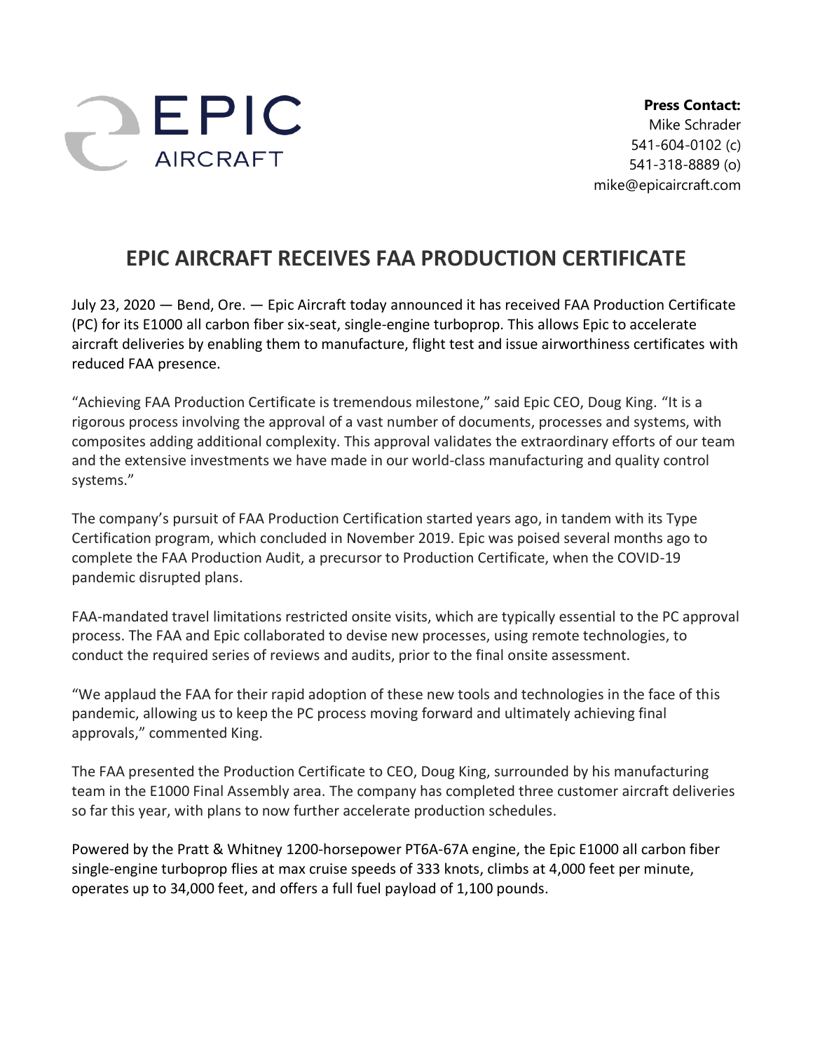EPIC AIRCRAFT

**Press Contact:**
Mike Schrader
541-604-0102 (c)
541-318-8889 (o)
mike@epicaircraft.com

# EPIC AIRCRAFT RECEIVES FAA PRODUCTION CERTIFICATE

July 23, 2020 — Bend, Ore. — Epic Aircraft today announced it has received FAA Production Certificate (PC) for its E1000 all carbon fiber six-seat, single-engine turboprop. This allows Epic to accelerate aircraft deliveries by enabling them to manufacture, flight test and issue airworthiness certificates with reduced FAA presence.

"Achieving FAA Production Certificate is tremendous milestone," said Epic CEO, Doug King. "It is a rigorous process involving the approval of a vast number of documents, processes and systems, with composites adding additional complexity. This approval validates the extraordinary efforts of our team and the extensive investments we have made in our world-class manufacturing and quality control systems."

The company's pursuit of FAA Production Certification started years ago, in tandem with its Type Certification program, which concluded in November 2019. Epic was poised several months ago to complete the FAA Production Audit, a precursor to Production Certificate, when the COVID-19 pandemic disrupted plans.

FAA-mandated travel limitations restricted onsite visits, which are typically essential to the PC approval process. The FAA and Epic collaborated to devise new processes, using remote technologies, to conduct the required series of reviews and audits, prior to the final onsite assessment.

"We applaud the FAA for their rapid adoption of these new tools and technologies in the face of this pandemic, allowing us to keep the PC process moving forward and ultimately achieving final approvals," commented King.

The FAA presented the Production Certificate to CEO, Doug King, surrounded by his manufacturing team in the E1000 Final Assembly area. The company has completed three customer aircraft deliveries so far this year, with plans to now further accelerate production schedules.

Powered by the Pratt & Whitney 1200-horsepower PT6A-67A engine, the Epic E1000 all carbon fiber single-engine turboprop flies at max cruise speeds of 333 knots, climbs at 4,000 feet per minute, operates up to 34,000 feet, and offers a full fuel payload of 1,100 pounds.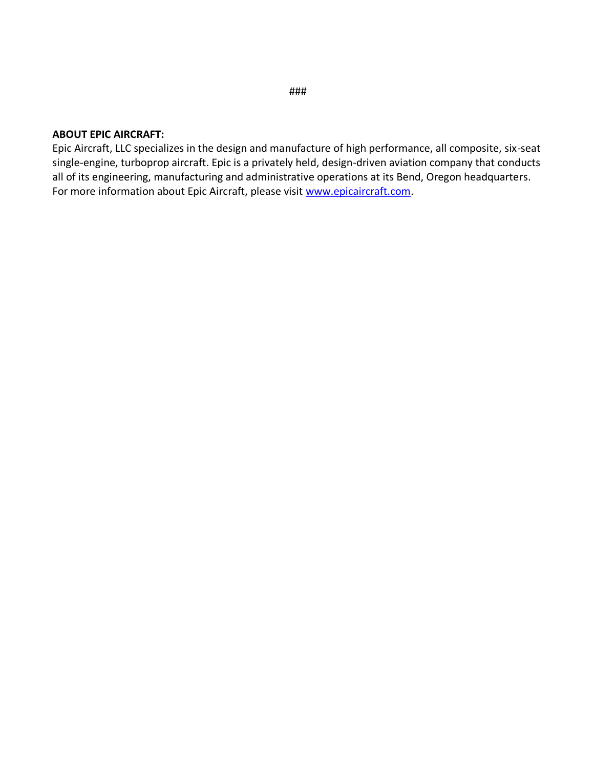###

**ABOUT EPIC AIRCRAFT:**
Epic Aircraft, LLC specializes in the design and manufacture of high performance, all composite, six-seat single-engine, turboprop aircraft. Epic is a privately held, design-driven aviation company that conducts all of its engineering, manufacturing and administrative operations at its Bend, Oregon headquarters. For more information about Epic Aircraft, please visit [www.epicaircraft.com](http://www.epicaircraft.com).